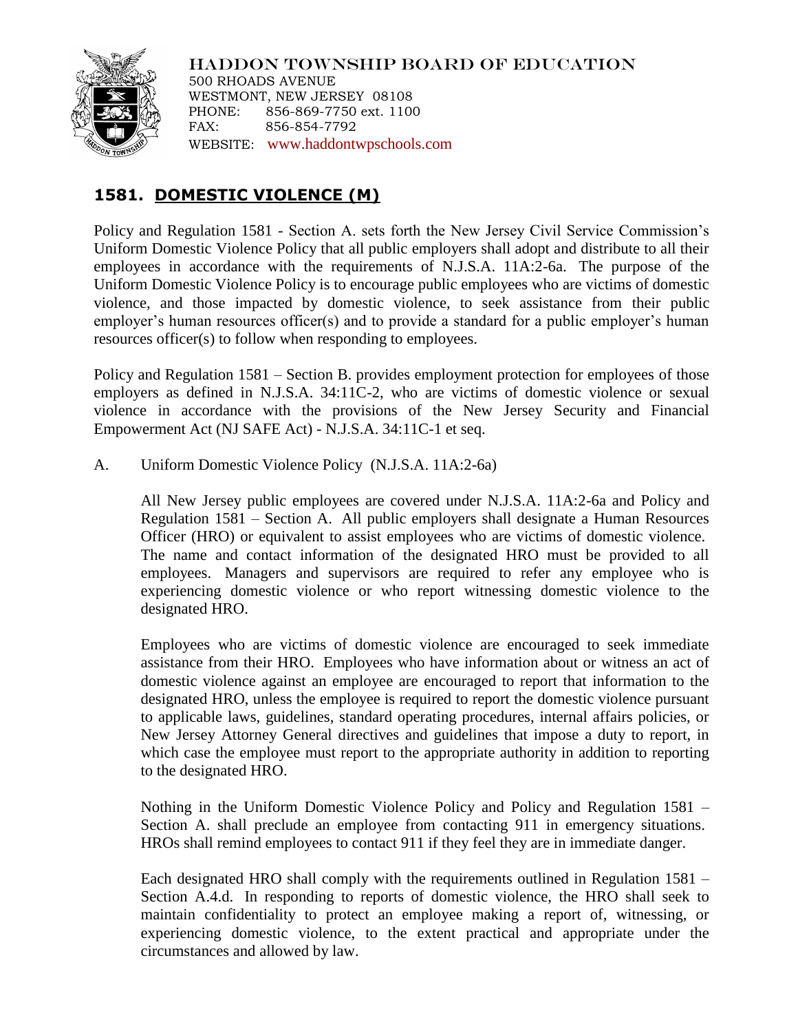HADDON TOWNSHIP BOARD OF EDUCATION
500 RHOADS AVENUE
WESTMONT, NEW JERSEY 08108
PHONE: 856-869-7750 ext. 1100
FAX: 856-854-7792
WEBSITE: www.haddontwpschools.com

## 1581. DOMESTIC VIOLENCE (M)

Policy and Regulation 1581 - Section A. sets forth the New Jersey Civil Service Commission's Uniform Domestic Violence Policy that all public employers shall adopt and distribute to all their employees in accordance with the requirements of N.J.S.A. 11A:2-6a. The purpose of the Uniform Domestic Violence Policy is to encourage public employees who are victims of domestic violence, and those impacted by domestic violence, to seek assistance from their public employer's human resources officer(s) and to provide a standard for a public employer's human resources officer(s) to follow when responding to employees.

Policy and Regulation 1581 – Section B. provides employment protection for employees of those employers as defined in N.J.S.A. 34:11C-2, who are victims of domestic violence or sexual violence in accordance with the provisions of the New Jersey Security and Financial Empowerment Act (NJ SAFE Act) - N.J.S.A. 34:11C-1 et seq.

A. Uniform Domestic Violence Policy (N.J.S.A. 11A:2-6a)

All New Jersey public employees are covered under N.J.S.A. 11A:2-6a and Policy and Regulation 1581 – Section A. All public employers shall designate a Human Resources Officer (HRO) or equivalent to assist employees who are victims of domestic violence. The name and contact information of the designated HRO must be provided to all employees. Managers and supervisors are required to refer any employee who is experiencing domestic violence or who report witnessing domestic violence to the designated HRO.

Employees who are victims of domestic violence are encouraged to seek immediate assistance from their HRO. Employees who have information about or witness an act of domestic violence against an employee are encouraged to report that information to the designated HRO, unless the employee is required to report the domestic violence pursuant to applicable laws, guidelines, standard operating procedures, internal affairs policies, or New Jersey Attorney General directives and guidelines that impose a duty to report, in which case the employee must report to the appropriate authority in addition to reporting to the designated HRO.

Nothing in the Uniform Domestic Violence Policy and Policy and Regulation 1581 – Section A. shall preclude an employee from contacting 911 in emergency situations. HROs shall remind employees to contact 911 if they feel they are in immediate danger.

Each designated HRO shall comply with the requirements outlined in Regulation 1581 – Section A.4.d. In responding to reports of domestic violence, the HRO shall seek to maintain confidentiality to protect an employee making a report of, witnessing, or experiencing domestic violence, to the extent practical and appropriate under the circumstances and allowed by law.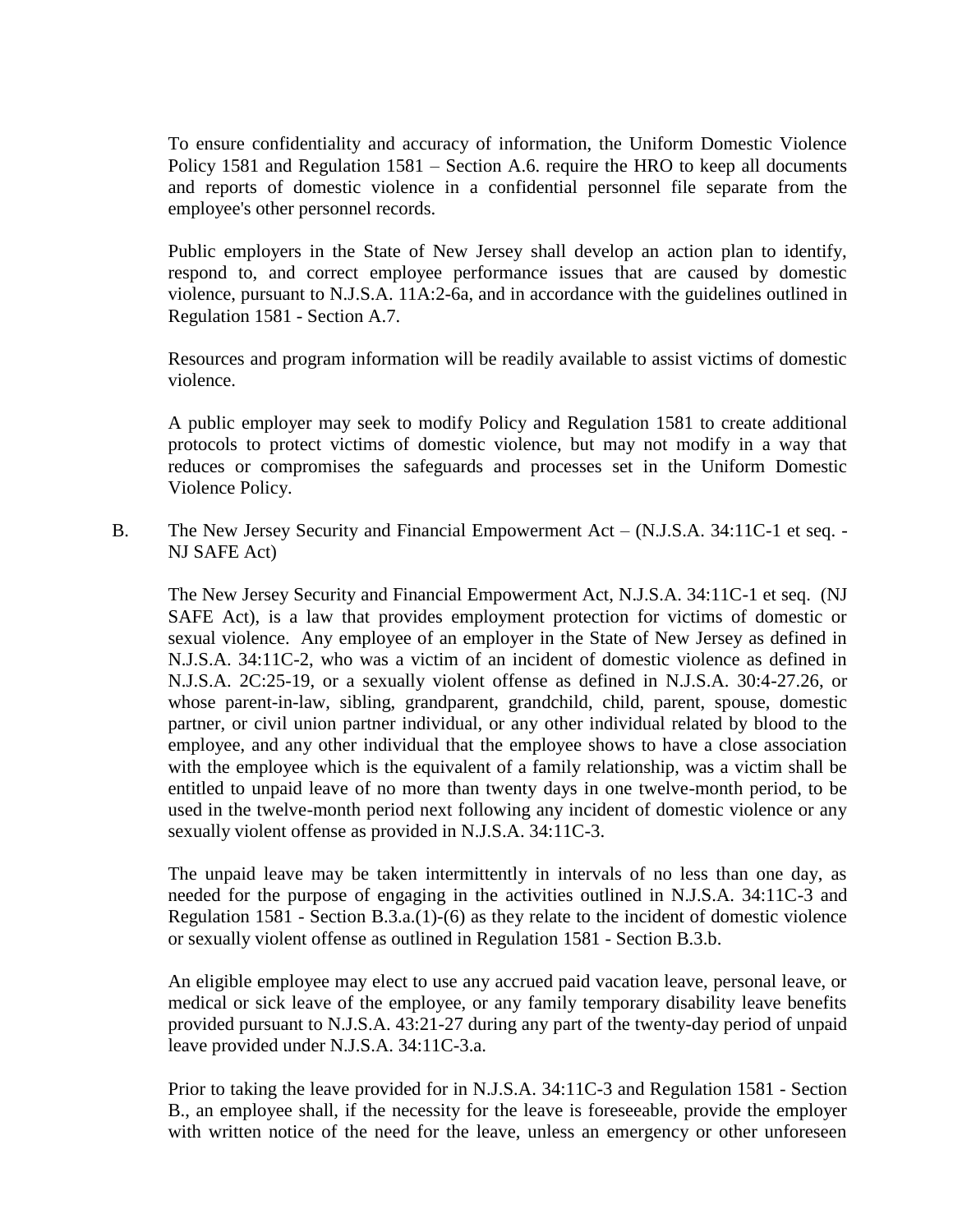To ensure confidentiality and accuracy of information, the Uniform Domestic Violence Policy 1581 and Regulation 1581 – Section A.6. require the HRO to keep all documents and reports of domestic violence in a confidential personnel file separate from the employee's other personnel records.

Public employers in the State of New Jersey shall develop an action plan to identify, respond to, and correct employee performance issues that are caused by domestic violence, pursuant to N.J.S.A. 11A:2-6a, and in accordance with the guidelines outlined in Regulation 1581 - Section A.7.

Resources and program information will be readily available to assist victims of domestic violence.

A public employer may seek to modify Policy and Regulation 1581 to create additional protocols to protect victims of domestic violence, but may not modify in a way that reduces or compromises the safeguards and processes set in the Uniform Domestic Violence Policy.

B. The New Jersey Security and Financial Empowerment Act – (N.J.S.A. 34:11C-1 et seq. - NJ SAFE Act)

The New Jersey Security and Financial Empowerment Act, N.J.S.A. 34:11C-1 et seq. (NJ SAFE Act), is a law that provides employment protection for victims of domestic or sexual violence. Any employee of an employer in the State of New Jersey as defined in N.J.S.A. 34:11C-2, who was a victim of an incident of domestic violence as defined in N.J.S.A. 2C:25-19, or a sexually violent offense as defined in N.J.S.A. 30:4-27.26, or whose parent-in-law, sibling, grandparent, grandchild, child, parent, spouse, domestic partner, or civil union partner individual, or any other individual related by blood to the employee, and any other individual that the employee shows to have a close association with the employee which is the equivalent of a family relationship, was a victim shall be entitled to unpaid leave of no more than twenty days in one twelve-month period, to be used in the twelve-month period next following any incident of domestic violence or any sexually violent offense as provided in N.J.S.A. 34:11C-3.

The unpaid leave may be taken intermittently in intervals of no less than one day, as needed for the purpose of engaging in the activities outlined in N.J.S.A. 34:11C-3 and Regulation 1581 - Section B.3.a.(1)-(6) as they relate to the incident of domestic violence or sexually violent offense as outlined in Regulation 1581 - Section B.3.b.

An eligible employee may elect to use any accrued paid vacation leave, personal leave, or medical or sick leave of the employee, or any family temporary disability leave benefits provided pursuant to N.J.S.A. 43:21-27 during any part of the twenty-day period of unpaid leave provided under N.J.S.A. 34:11C-3.a.

Prior to taking the leave provided for in N.J.S.A. 34:11C-3 and Regulation 1581 - Section B., an employee shall, if the necessity for the leave is foreseeable, provide the employer with written notice of the need for the leave, unless an emergency or other unforeseen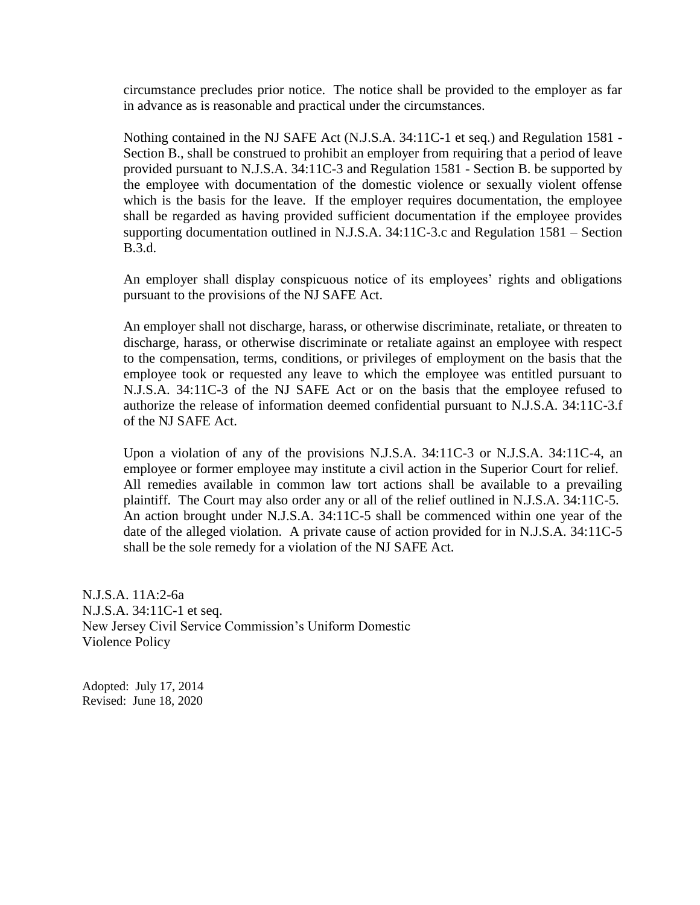circumstance precludes prior notice. The notice shall be provided to the employer as far in advance as is reasonable and practical under the circumstances.

Nothing contained in the NJ SAFE Act (N.J.S.A. 34:11C-1 et seq.) and Regulation 1581 - Section B., shall be construed to prohibit an employer from requiring that a period of leave provided pursuant to N.J.S.A. 34:11C-3 and Regulation 1581 - Section B. be supported by the employee with documentation of the domestic violence or sexually violent offense which is the basis for the leave. If the employer requires documentation, the employee shall be regarded as having provided sufficient documentation if the employee provides supporting documentation outlined in N.J.S.A. 34:11C-3.c and Regulation 1581 – Section B.3.d.

An employer shall display conspicuous notice of its employees' rights and obligations pursuant to the provisions of the NJ SAFE Act.

An employer shall not discharge, harass, or otherwise discriminate, retaliate, or threaten to discharge, harass, or otherwise discriminate or retaliate against an employee with respect to the compensation, terms, conditions, or privileges of employment on the basis that the employee took or requested any leave to which the employee was entitled pursuant to N.J.S.A. 34:11C-3 of the NJ SAFE Act or on the basis that the employee refused to authorize the release of information deemed confidential pursuant to N.J.S.A. 34:11C-3.f of the NJ SAFE Act.

Upon a violation of any of the provisions N.J.S.A. 34:11C-3 or N.J.S.A. 34:11C-4, an employee or former employee may institute a civil action in the Superior Court for relief. All remedies available in common law tort actions shall be available to a prevailing plaintiff. The Court may also order any or all of the relief outlined in N.J.S.A. 34:11C-5. An action brought under N.J.S.A. 34:11C-5 shall be commenced within one year of the date of the alleged violation. A private cause of action provided for in N.J.S.A. 34:11C-5 shall be the sole remedy for a violation of the NJ SAFE Act.

N.J.S.A. 11A:2-6a
N.J.S.A. 34:11C-1 et seq.
New Jersey Civil Service Commission's Uniform Domestic Violence Policy

Adopted: July 17, 2014
Revised: June 18, 2020